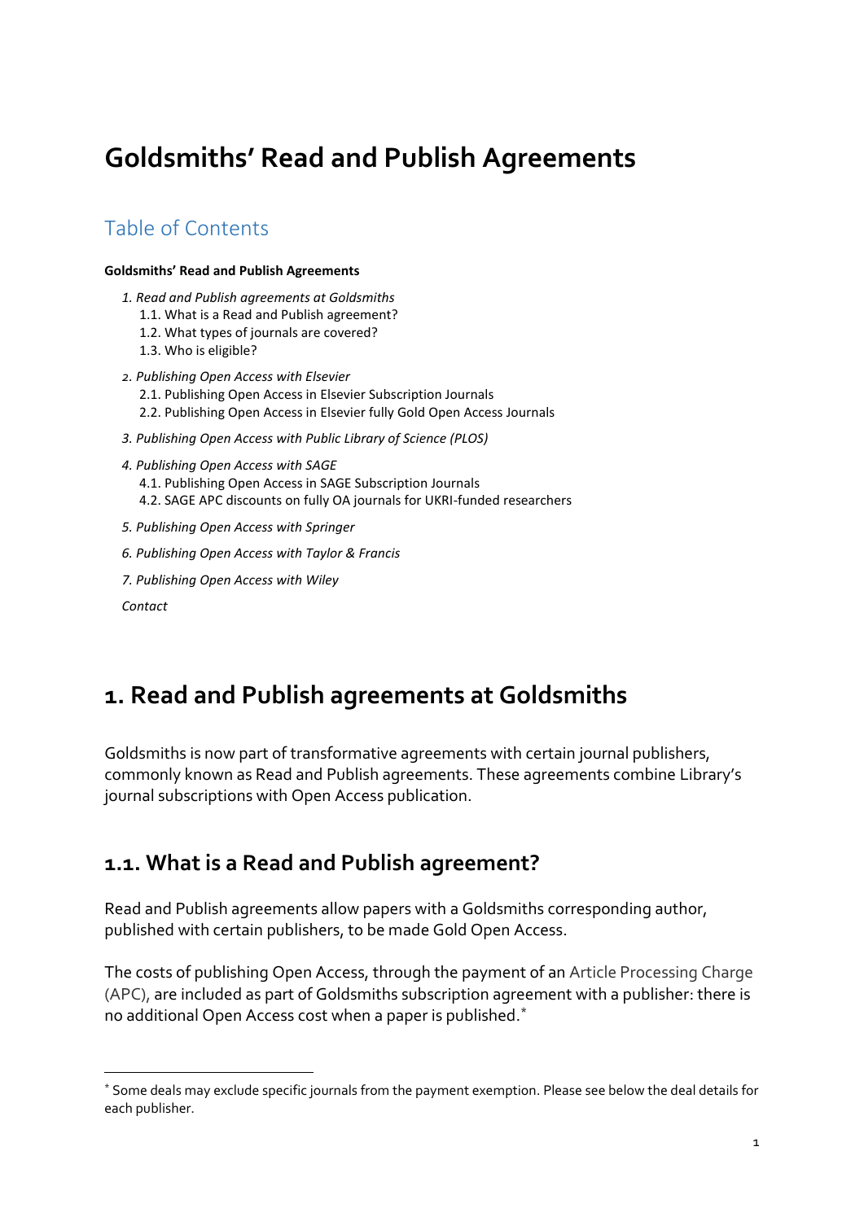# Goldsmiths' Read and Publish Agreements

## Table of Contents

**Goldsmiths' Read and Publish Agreements**

*1. Read and Publish agreements at Goldsmiths*
- 1.1. What is a Read and Publish agreement?
- 1.2. What types of journals are covered?
- 1.3. Who is eligible?

*2. Publishing Open Access with Elsevier*
- 2.1. Publishing Open Access in Elsevier Subscription Journals
- 2.2. Publishing Open Access in Elsevier fully Gold Open Access Journals

*3. Publishing Open Access with Public Library of Science (PLOS)*

*4. Publishing Open Access with SAGE*
- 4.1. Publishing Open Access in SAGE Subscription Journals
- 4.2. SAGE APC discounts on fully OA journals for UKRI-funded researchers

*5. Publishing Open Access with Springer*

*6. Publishing Open Access with Taylor & Francis*

*7. Publishing Open Access with Wiley*

*Contact*

# 1. Read and Publish agreements at Goldsmiths

Goldsmiths is now part of transformative agreements with certain journal publishers, commonly known as Read and Publish agreements. These agreements combine Library's journal subscriptions with Open Access publication.

## 1.1. What is a Read and Publish agreement?

Read and Publish agreements allow papers with a Goldsmiths corresponding author, published with certain publishers, to be made Gold Open Access.

The costs of publishing Open Access, through the payment of an Article Processing Charge (APC), are included as part of Goldsmiths subscription agreement with a publisher: there is no additional Open Access cost when a paper is published.[*]

[*] Some deals may exclude specific journals from the payment exemption. Please see below the deal details for each publisher.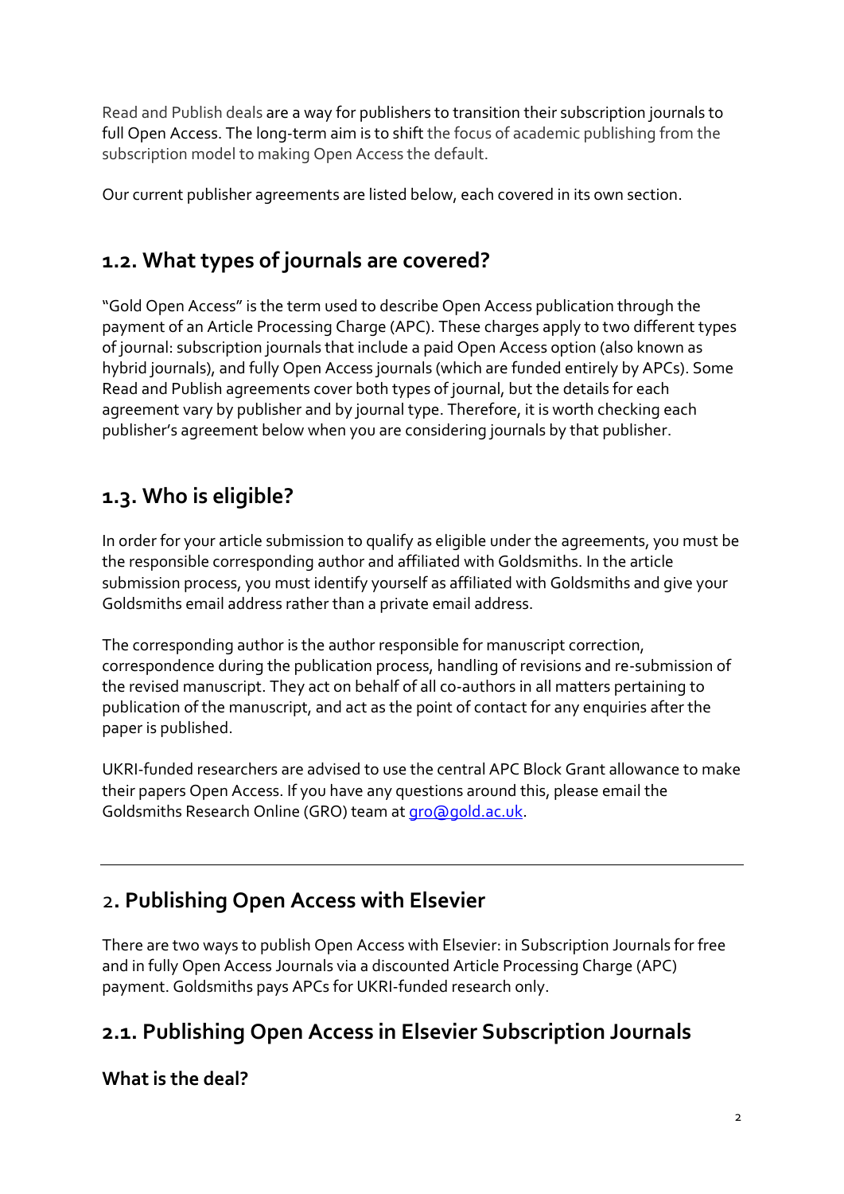Read and Publish deals are a way for publishers to transition their subscription journals to full Open Access. The long-term aim is to shift the focus of academic publishing from the subscription model to making Open Access the default.

Our current publisher agreements are listed below, each covered in its own section.

## 1.2. What types of journals are covered?

"Gold Open Access" is the term used to describe Open Access publication through the payment of an Article Processing Charge (APC). These charges apply to two different types of journal: subscription journals that include a paid Open Access option (also known as hybrid journals), and fully Open Access journals (which are funded entirely by APCs). Some Read and Publish agreements cover both types of journal, but the details for each agreement vary by publisher and by journal type. Therefore, it is worth checking each publisher's agreement below when you are considering journals by that publisher.

## 1.3. Who is eligible?

In order for your article submission to qualify as eligible under the agreements, you must be the responsible corresponding author and affiliated with Goldsmiths. In the article submission process, you must identify yourself as affiliated with Goldsmiths and give your Goldsmiths email address rather than a private email address.

The corresponding author is the author responsible for manuscript correction, correspondence during the publication process, handling of revisions and re-submission of the revised manuscript. They act on behalf of all co-authors in all matters pertaining to publication of the manuscript, and act as the point of contact for any enquiries after the paper is published.

UKRI-funded researchers are advised to use the central APC Block Grant allowance to make their papers Open Access. If you have any questions around this, please email the Goldsmiths Research Online (GRO) team at [gro@gold.ac.uk](mailto:gro@gold.ac.uk).

---

# 2. Publishing Open Access with Elsevier

There are two ways to publish Open Access with Elsevier: in Subscription Journals for free and in fully Open Access Journals via a discounted Article Processing Charge (APC) payment. Goldsmiths pays APCs for UKRI-funded research only.

## 2.1. Publishing Open Access in Elsevier Subscription Journals

### What is the deal?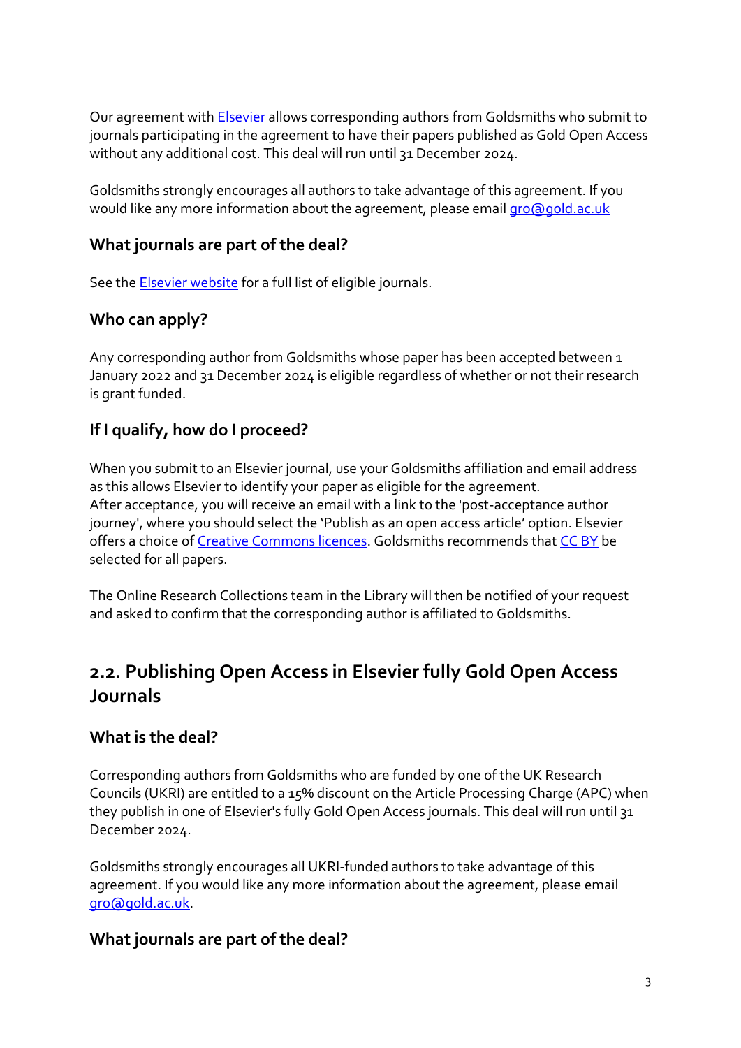Our agreement with [Elsevier](#) allows corresponding authors from Goldsmiths who submit to journals participating in the agreement to have their papers published as Gold Open Access without any additional cost. This deal will run until 31 December 2024.

Goldsmiths strongly encourages all authors to take advantage of this agreement. If you would like any more information about the agreement, please email gro@gold.ac.uk

### What journals are part of the deal?

See the [Elsevier website](#) for a full list of eligible journals.

### Who can apply?

Any corresponding author from Goldsmiths whose paper has been accepted between 1 January 2022 and 31 December 2024 is eligible regardless of whether or not their research is grant funded.

### If I qualify, how do I proceed?

When you submit to an Elsevier journal, use your Goldsmiths affiliation and email address as this allows Elsevier to identify your paper as eligible for the agreement.
After acceptance, you will receive an email with a link to the 'post-acceptance author journey', where you should select the 'Publish as an open access article' option. Elsevier offers a choice of [Creative Commons licences](#). Goldsmiths recommends that [CC BY](#) be selected for all papers.

The Online Research Collections team in the Library will then be notified of your request and asked to confirm that the corresponding author is affiliated to Goldsmiths.

## 2.2. Publishing Open Access in Elsevier fully Gold Open Access Journals

### What is the deal?

Corresponding authors from Goldsmiths who are funded by one of the UK Research Councils (UKRI) are entitled to a 15% discount on the Article Processing Charge (APC) when they publish in one of Elsevier's fully Gold Open Access journals. This deal will run until 31 December 2024.

Goldsmiths strongly encourages all UKRI-funded authors to take advantage of this agreement. If you would like any more information about the agreement, please email gro@gold.ac.uk.

### What journals are part of the deal?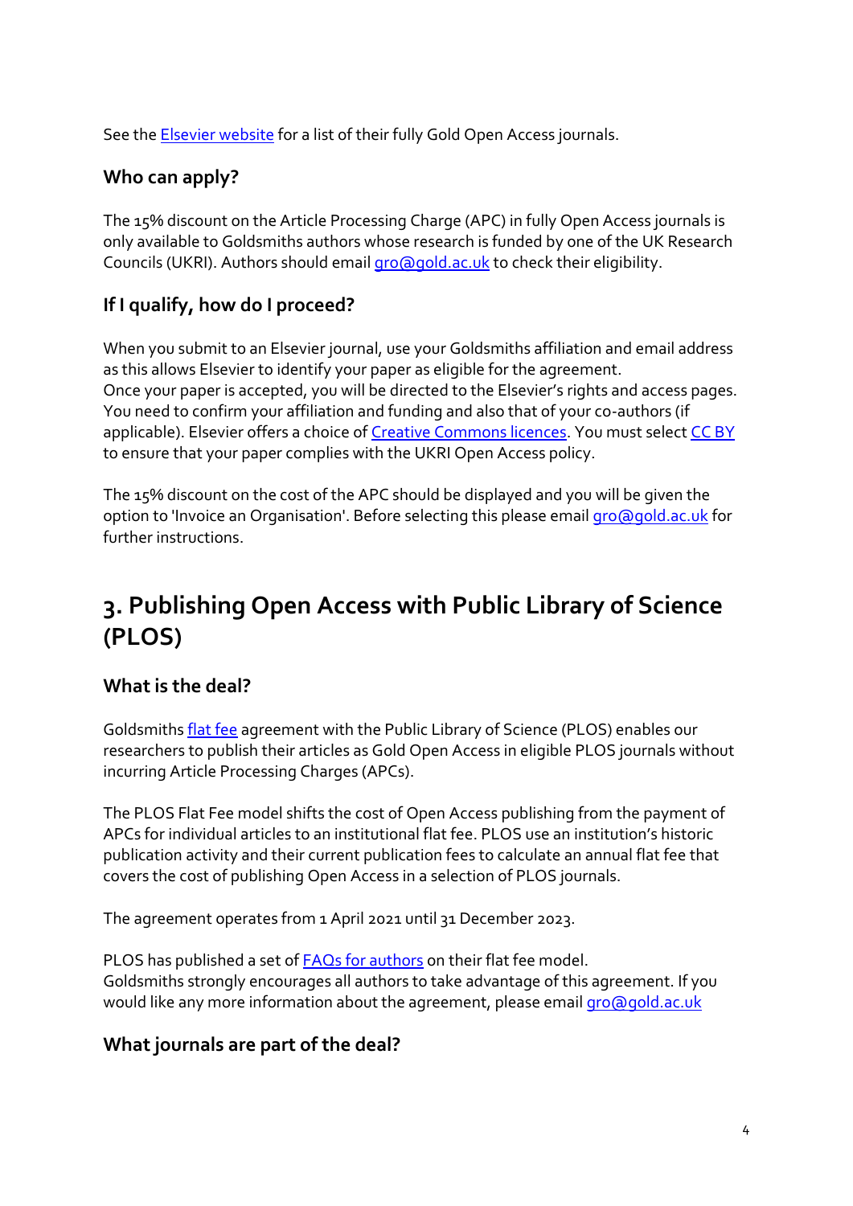See the [Elsevier website]() for a list of their fully Gold Open Access journals.

### Who can apply?

The 15% discount on the Article Processing Charge (APC) in fully Open Access journals is only available to Goldsmiths authors whose research is funded by one of the UK Research Councils (UKRI). Authors should email gro@gold.ac.uk to check their eligibility.

### If I qualify, how do I proceed?

When you submit to an Elsevier journal, use your Goldsmiths affiliation and email address as this allows Elsevier to identify your paper as eligible for the agreement.
Once your paper is accepted, you will be directed to the Elsevier's rights and access pages. You need to confirm your affiliation and funding and also that of your co-authors (if applicable). Elsevier offers a choice of [Creative Commons licences](). You must select [CC BY]() to ensure that your paper complies with the UKRI Open Access policy.

The 15% discount on the cost of the APC should be displayed and you will be given the option to 'Invoice an Organisation'. Before selecting this please email gro@gold.ac.uk for further instructions.

## 3. Publishing Open Access with Public Library of Science (PLOS)

### What is the deal?

Goldsmiths [flat fee]() agreement with the Public Library of Science (PLOS) enables our researchers to publish their articles as Gold Open Access in eligible PLOS journals without incurring Article Processing Charges (APCs).

The PLOS Flat Fee model shifts the cost of Open Access publishing from the payment of APCs for individual articles to an institutional flat fee. PLOS use an institution's historic publication activity and their current publication fees to calculate an annual flat fee that covers the cost of publishing Open Access in a selection of PLOS journals.

The agreement operates from 1 April 2021 until 31 December 2023.

PLOS has published a set of [FAQs for authors]() on their flat fee model.
Goldsmiths strongly encourages all authors to take advantage of this agreement. If you would like any more information about the agreement, please email gro@gold.ac.uk

### What journals are part of the deal?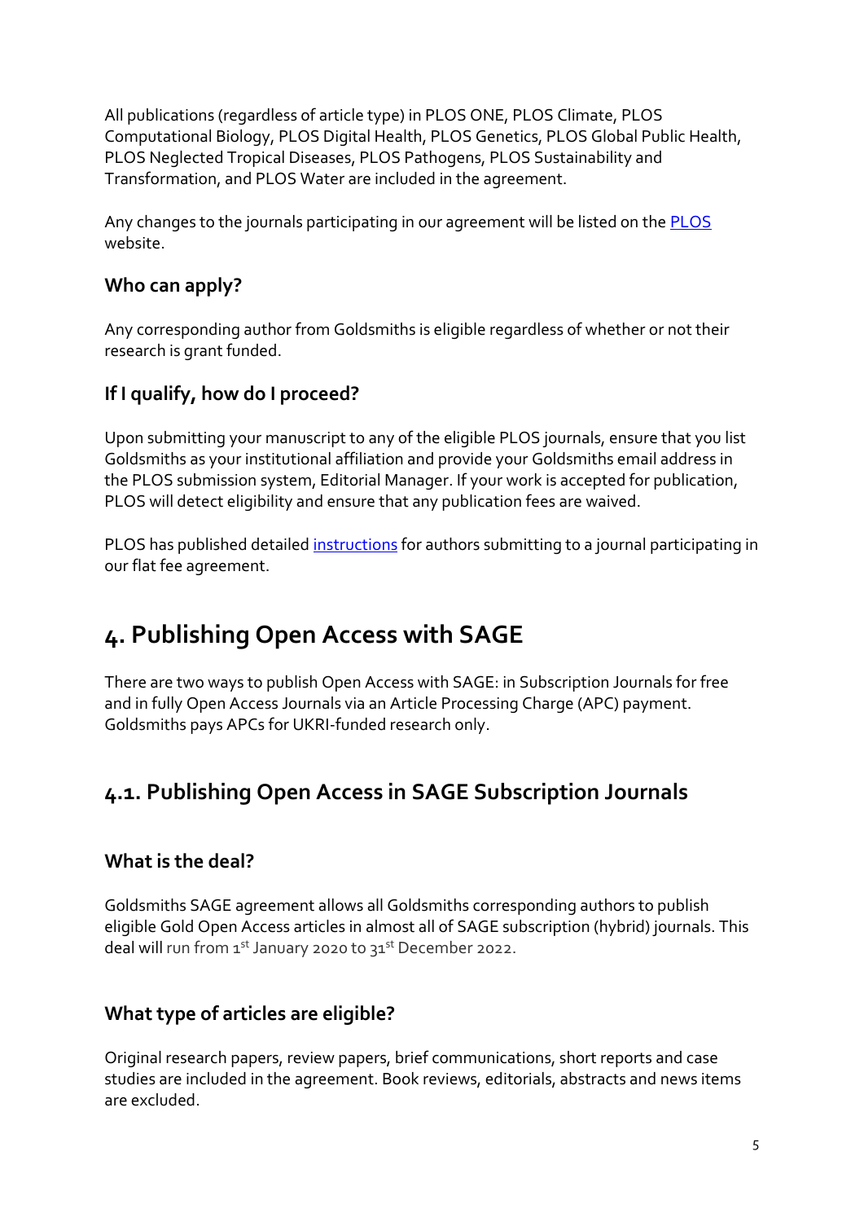All publications (regardless of article type) in PLOS ONE, PLOS Climate, PLOS Computational Biology, PLOS Digital Health, PLOS Genetics, PLOS Global Public Health, PLOS Neglected Tropical Diseases, PLOS Pathogens, PLOS Sustainability and Transformation, and PLOS Water are included in the agreement.

Any changes to the journals participating in our agreement will be listed on the PLOS website.

### Who can apply?

Any corresponding author from Goldsmiths is eligible regardless of whether or not their research is grant funded.

### If I qualify, how do I proceed?

Upon submitting your manuscript to any of the eligible PLOS journals, ensure that you list Goldsmiths as your institutional affiliation and provide your Goldsmiths email address in the PLOS submission system, Editorial Manager. If your work is accepted for publication, PLOS will detect eligibility and ensure that any publication fees are waived.

PLOS has published detailed instructions for authors submitting to a journal participating in our flat fee agreement.

# 4. Publishing Open Access with SAGE

There are two ways to publish Open Access with SAGE: in Subscription Journals for free and in fully Open Access Journals via an Article Processing Charge (APC) payment. Goldsmiths pays APCs for UKRI-funded research only.

## 4.1. Publishing Open Access in SAGE Subscription Journals

### What is the deal?

Goldsmiths SAGE agreement allows all Goldsmiths corresponding authors to publish eligible Gold Open Access articles in almost all of SAGE subscription (hybrid) journals. This deal will run from 1st January 2020 to 31st December 2022.

### What type of articles are eligible?

Original research papers, review papers, brief communications, short reports and case studies are included in the agreement. Book reviews, editorials, abstracts and news items are excluded.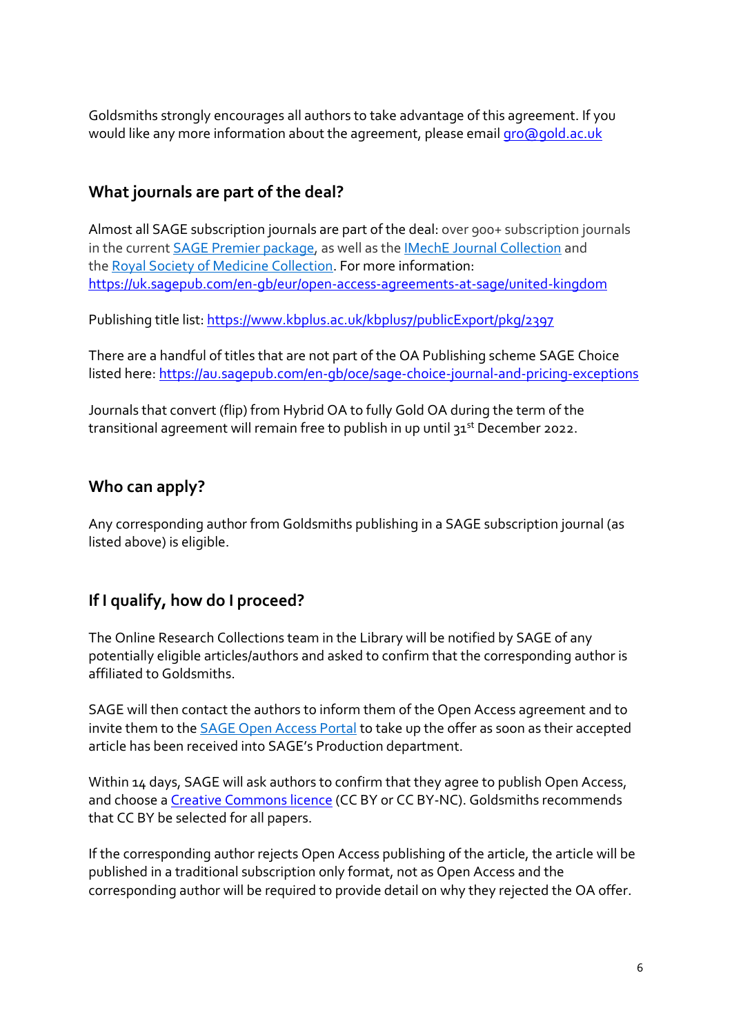Goldsmiths strongly encourages all authors to take advantage of this agreement. If you would like any more information about the agreement, please email [gro@gold.ac.uk](mailto:gro@gold.ac.uk)

## What journals are part of the deal?

Almost all SAGE subscription journals are part of the deal: over 900+ subscription journals in the current [SAGE Premier package](), as well as the [IMechE Journal Collection]() and the [Royal Society of Medicine Collection](). For more information: [https://uk.sagepub.com/en-gb/eur/open-access-agreements-at-sage/united-kingdom](https://uk.sagepub.com/en-gb/eur/open-access-agreements-at-sage/united-kingdom)

Publishing title list: [https://www.kbplus.ac.uk/kbplus7/publicExport/pkg/2397](https://www.kbplus.ac.uk/kbplus7/publicExport/pkg/2397)

There are a handful of titles that are not part of the OA Publishing scheme SAGE Choice listed here: [https://au.sagepub.com/en-gb/oce/sage-choice-journal-and-pricing-exceptions](https://au.sagepub.com/en-gb/oce/sage-choice-journal-and-pricing-exceptions)

Journals that convert (flip) from Hybrid OA to fully Gold OA during the term of the transitional agreement will remain free to publish in up until 31st December 2022.

## Who can apply?

Any corresponding author from Goldsmiths publishing in a SAGE subscription journal (as listed above) is eligible.

## If I qualify, how do I proceed?

The Online Research Collections team in the Library will be notified by SAGE of any potentially eligible articles/authors and asked to confirm that the corresponding author is affiliated to Goldsmiths.

SAGE will then contact the authors to inform them of the Open Access agreement and to invite them to the [SAGE Open Access Portal]() to take up the offer as soon as their accepted article has been received into SAGE's Production department.

Within 14 days, SAGE will ask authors to confirm that they agree to publish Open Access, and choose a [Creative Commons licence]() (CC BY or CC BY-NC). Goldsmiths recommends that CC BY be selected for all papers.

If the corresponding author rejects Open Access publishing of the article, the article will be published in a traditional subscription only format, not as Open Access and the corresponding author will be required to provide detail on why they rejected the OA offer.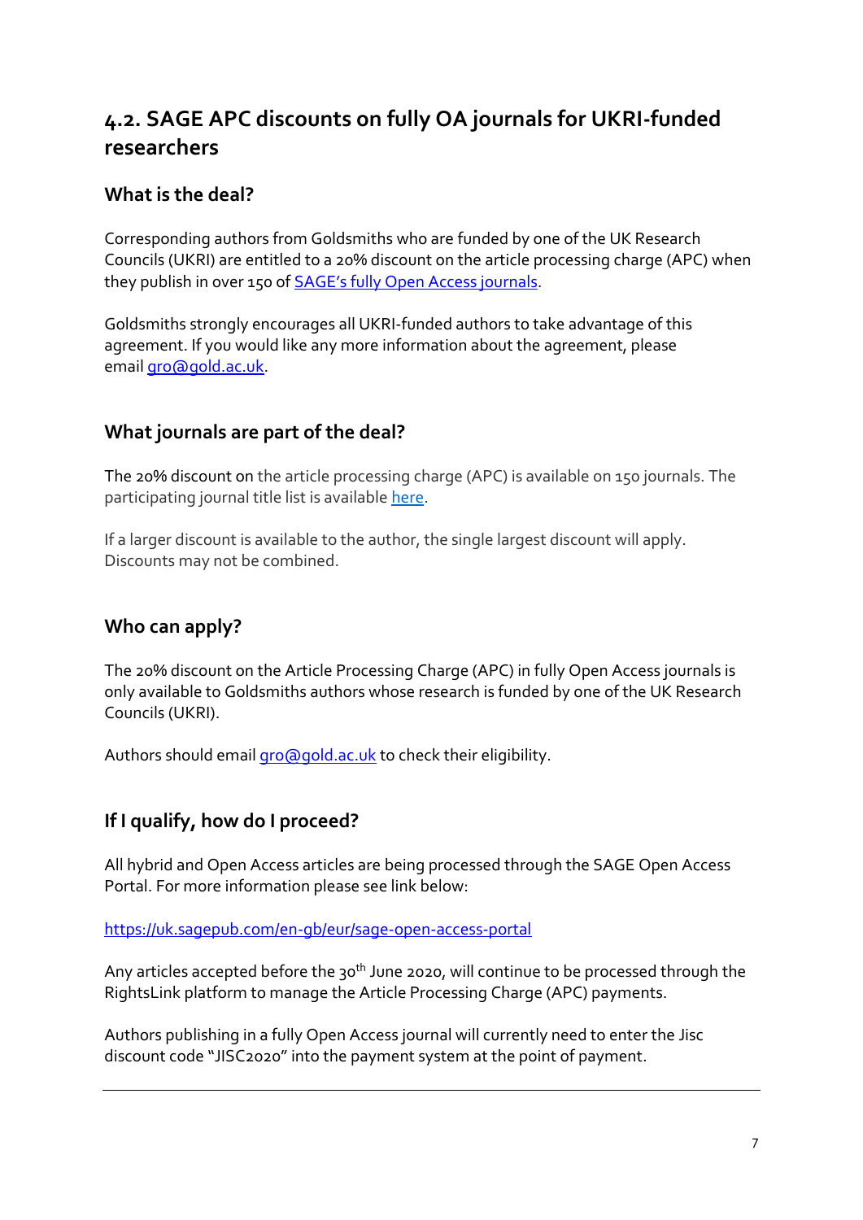## 4.2. SAGE APC discounts on fully OA journals for UKRI-funded researchers

### What is the deal?

Corresponding authors from Goldsmiths who are funded by one of the UK Research Councils (UKRI) are entitled to a 20% discount on the article processing charge (APC) when they publish in over 150 of SAGE's fully Open Access journals.

Goldsmiths strongly encourages all UKRI-funded authors to take advantage of this agreement. If you would like any more information about the agreement, please email gro@gold.ac.uk.

### What journals are part of the deal?

The 20% discount on the article processing charge (APC) is available on 150 journals. The participating journal title list is available here.

If a larger discount is available to the author, the single largest discount will apply. Discounts may not be combined.

### Who can apply?

The 20% discount on the Article Processing Charge (APC) in fully Open Access journals is only available to Goldsmiths authors whose research is funded by one of the UK Research Councils (UKRI).

Authors should email gro@gold.ac.uk to check their eligibility.

### If I qualify, how do I proceed?

All hybrid and Open Access articles are being processed through the SAGE Open Access Portal. For more information please see link below:

https://uk.sagepub.com/en-gb/eur/sage-open-access-portal

Any articles accepted before the 30th June 2020, will continue to be processed through the RightsLink platform to manage the Article Processing Charge (APC) payments.

Authors publishing in a fully Open Access journal will currently need to enter the Jisc discount code "JISC2020" into the payment system at the point of payment.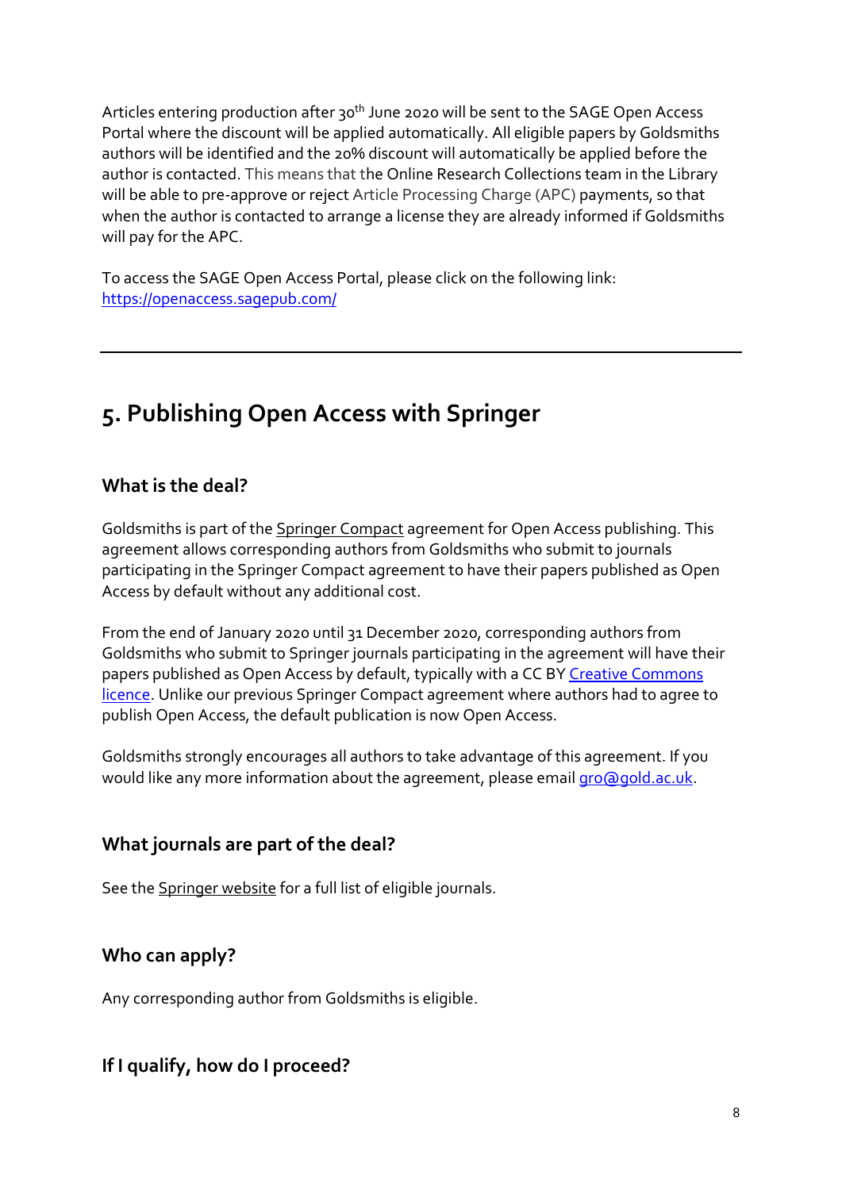Articles entering production after 30th June 2020 will be sent to the SAGE Open Access Portal where the discount will be applied automatically. All eligible papers by Goldsmiths authors will be identified and the 20% discount will automatically be applied before the author is contacted. This means that the Online Research Collections team in the Library will be able to pre-approve or reject Article Processing Charge (APC) payments, so that when the author is contacted to arrange a license they are already informed if Goldsmiths will pay for the APC.

To access the SAGE Open Access Portal, please click on the following link: [https://openaccess.sagepub.com/](https://openaccess.sagepub.com/)

---

## 5. Publishing Open Access with Springer

### What is the deal?

Goldsmiths is part of the Springer Compact agreement for Open Access publishing. This agreement allows corresponding authors from Goldsmiths who submit to journals participating in the Springer Compact agreement to have their papers published as Open Access by default without any additional cost.

From the end of January 2020 until 31 December 2020, corresponding authors from Goldsmiths who submit to Springer journals participating in the agreement will have their papers published as Open Access by default, typically with a CC BY Creative Commons licence. Unlike our previous Springer Compact agreement where authors had to agree to publish Open Access, the default publication is now Open Access.

Goldsmiths strongly encourages all authors to take advantage of this agreement. If you would like any more information about the agreement, please email gro@gold.ac.uk.

### What journals are part of the deal?

See the Springer website for a full list of eligible journals.

### Who can apply?

Any corresponding author from Goldsmiths is eligible.

### If I qualify, how do I proceed?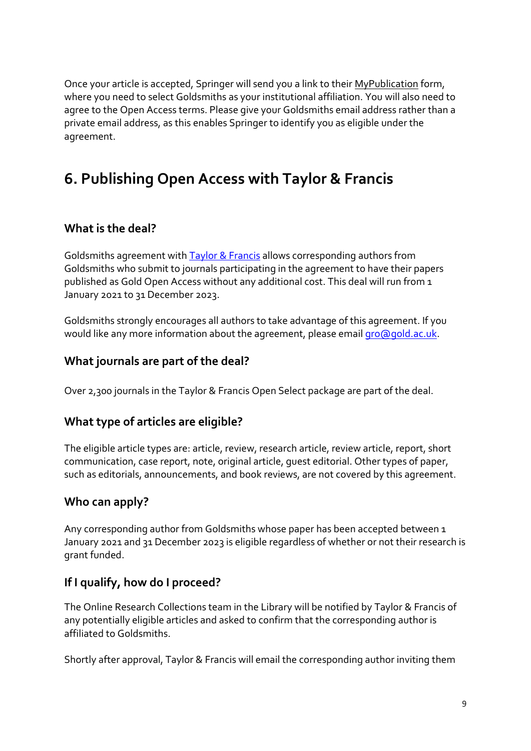Once your article is accepted, Springer will send you a link to their MyPublication form, where you need to select Goldsmiths as your institutional affiliation. You will also need to agree to the Open Access terms. Please give your Goldsmiths email address rather than a private email address, as this enables Springer to identify you as eligible under the agreement.

## 6. Publishing Open Access with Taylor & Francis

### What is the deal?

Goldsmiths agreement with Taylor & Francis allows corresponding authors from Goldsmiths who submit to journals participating in the agreement to have their papers published as Gold Open Access without any additional cost. This deal will run from 1 January 2021 to 31 December 2023.

Goldsmiths strongly encourages all authors to take advantage of this agreement. If you would like any more information about the agreement, please email gro@gold.ac.uk.

### What journals are part of the deal?

Over 2,300 journals in the Taylor & Francis Open Select package are part of the deal.

### What type of articles are eligible?

The eligible article types are: article, review, research article, review article, report, short communication, case report, note, original article, guest editorial. Other types of paper, such as editorials, announcements, and book reviews, are not covered by this agreement.

### Who can apply?

Any corresponding author from Goldsmiths whose paper has been accepted between 1 January 2021 and 31 December 2023 is eligible regardless of whether or not their research is grant funded.

### If I qualify, how do I proceed?

The Online Research Collections team in the Library will be notified by Taylor & Francis of any potentially eligible articles and asked to confirm that the corresponding author is affiliated to Goldsmiths.

Shortly after approval, Taylor & Francis will email the corresponding author inviting them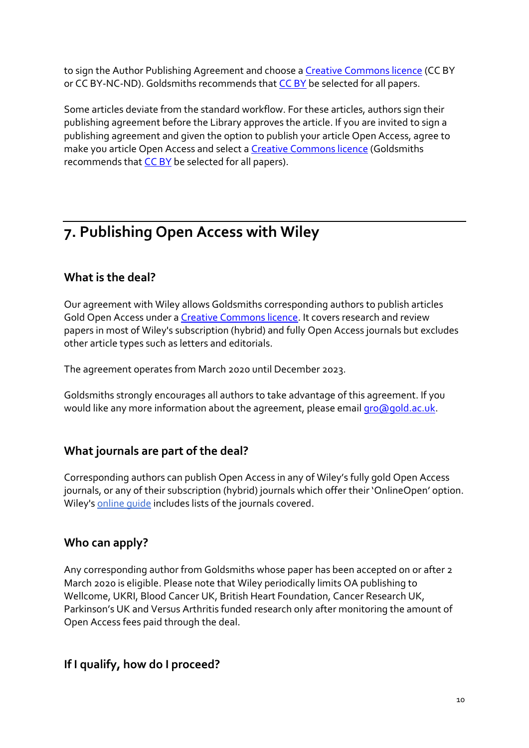to sign the Author Publishing Agreement and choose a [Creative Commons licence](#) (CC BY or CC BY-NC-ND). Goldsmiths recommends that [CC BY](#) be selected for all papers.

Some articles deviate from the standard workflow. For these articles, authors sign their publishing agreement before the Library approves the article. If you are invited to sign a publishing agreement and given the option to publish your article Open Access, agree to make you article Open Access and select a [Creative Commons licence](#) (Goldsmiths recommends that [CC BY](#) be selected for all papers).

## 7. Publishing Open Access with Wiley

### What is the deal?

Our agreement with Wiley allows Goldsmiths corresponding authors to publish articles Gold Open Access under a [Creative Commons licence](#). It covers research and review papers in most of Wiley's subscription (hybrid) and fully Open Access journals but excludes other article types such as letters and editorials.

The agreement operates from March 2020 until December 2023.

Goldsmiths strongly encourages all authors to take advantage of this agreement. If you would like any more information about the agreement, please email [gro@gold.ac.uk](mailto:gro@gold.ac.uk).

### What journals are part of the deal?

Corresponding authors can publish Open Access in any of Wiley's fully gold Open Access journals, or any of their subscription (hybrid) journals which offer their 'OnlineOpen' option. Wiley's [online guide](#) includes lists of the journals covered.

### Who can apply?

Any corresponding author from Goldsmiths whose paper has been accepted on or after 2 March 2020 is eligible. Please note that Wiley periodically limits OA publishing to Wellcome, UKRI, Blood Cancer UK, British Heart Foundation, Cancer Research UK, Parkinson's UK and Versus Arthritis funded research only after monitoring the amount of Open Access fees paid through the deal.

### If I qualify, how do I proceed?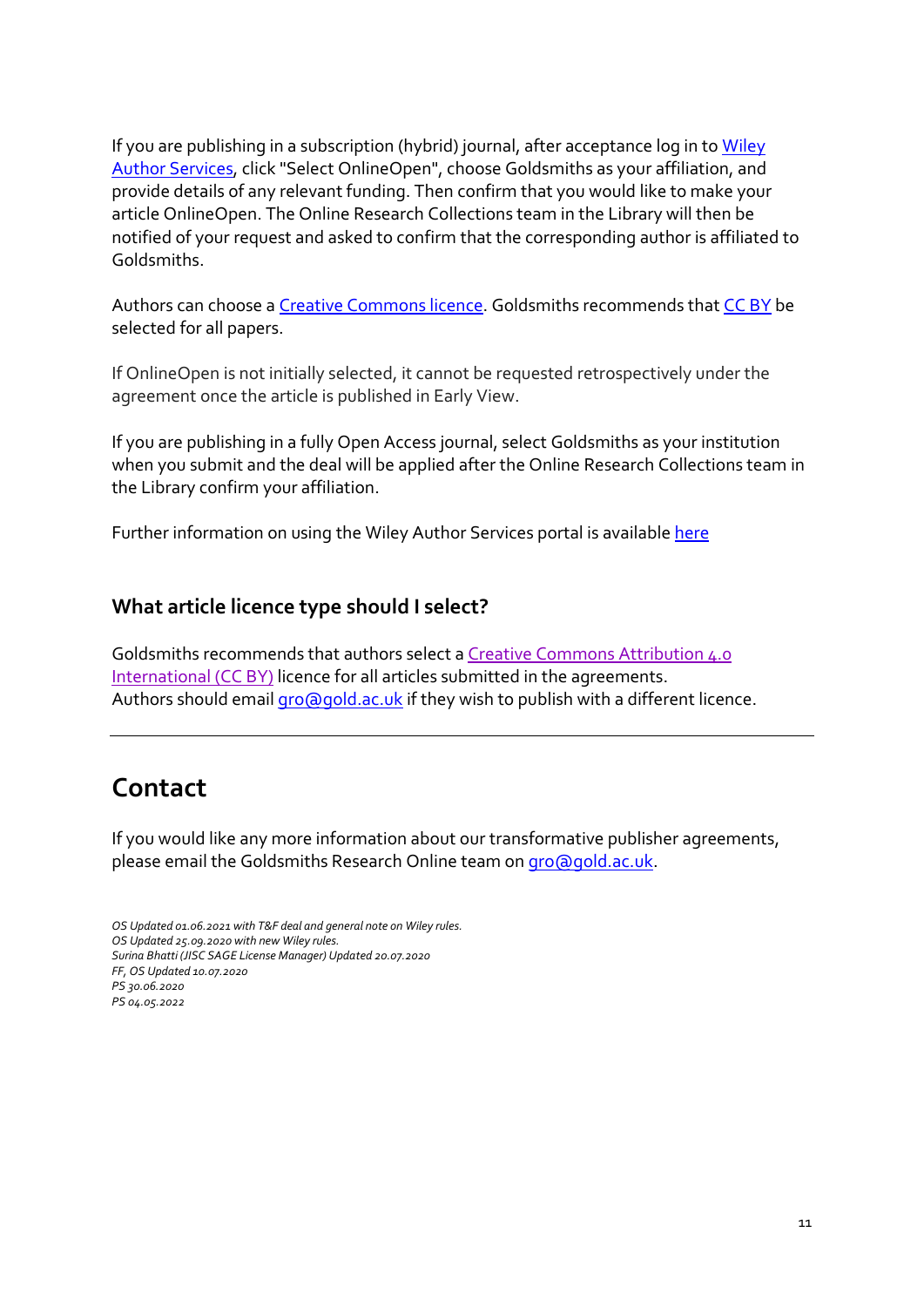If you are publishing in a subscription (hybrid) journal, after acceptance log in to Wiley Author Services, click "Select OnlineOpen", choose Goldsmiths as your affiliation, and provide details of any relevant funding. Then confirm that you would like to make your article OnlineOpen. The Online Research Collections team in the Library will then be notified of your request and asked to confirm that the corresponding author is affiliated to Goldsmiths.

Authors can choose a Creative Commons licence. Goldsmiths recommends that CC BY be selected for all papers.

If OnlineOpen is not initially selected, it cannot be requested retrospectively under the agreement once the article is published in Early View.

If you are publishing in a fully Open Access journal, select Goldsmiths as your institution when you submit and the deal will be applied after the Online Research Collections team in the Library confirm your affiliation.

Further information on using the Wiley Author Services portal is available here

### What article licence type should I select?

Goldsmiths recommends that authors select a Creative Commons Attribution 4.0 International (CC BY) licence for all articles submitted in the agreements.
Authors should email gro@gold.ac.uk if they wish to publish with a different licence.

---

## Contact

If you would like any more information about our transformative publisher agreements, please email the Goldsmiths Research Online team on gro@gold.ac.uk.

*OS Updated 01.06.2021 with T&F deal and general note on Wiley rules.*
*OS Updated 25.09.2020 with new Wiley rules.*
*Surina Bhatti (JISC SAGE License Manager) Updated 20.07.2020*
*FF, OS Updated 10.07.2020*
*PS 30.06.2020*
*PS 04.05.2022*